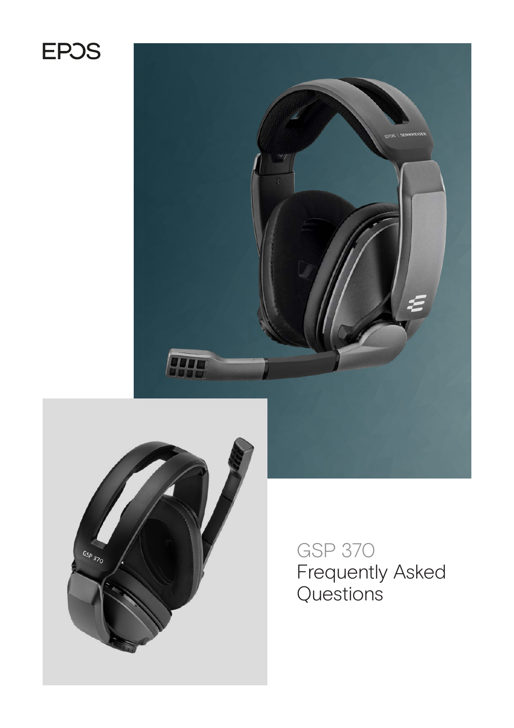EPOS

# GSP 370 Frequently Asked Questions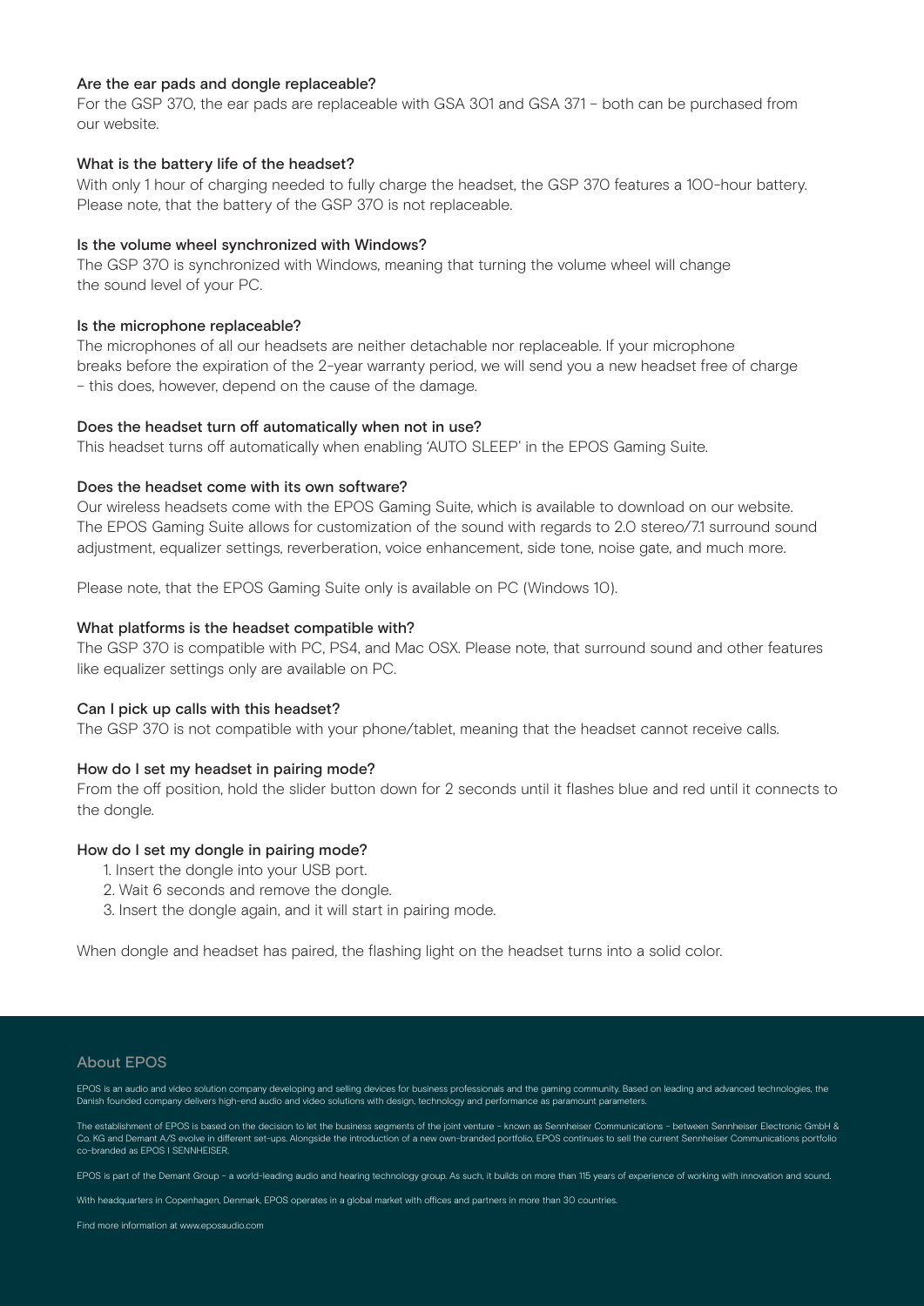### Are the ear pads and dongle replaceable?

For the GSP 370, the ear pads are replaceable with GSA 301 and GSA 371 – both can be purchased from our website.

### What is the battery life of the headset?

With only 1 hour of charging needed to fully charge the headset, the GSP 370 features a 100-hour battery. Please note, that the battery of the GSP 370 is not replaceable.

### Is the volume wheel synchronized with Windows?

The GSP 370 is synchronized with Windows, meaning that turning the volume wheel will change the sound level of your PC.

### Is the microphone replaceable?

The microphones of all our headsets are neither detachable nor replaceable. If your microphone breaks before the expiration of the 2-year warranty period, we will send you a new headset free of charge – this does, however, depend on the cause of the damage.

### Does the headset turn off automatically when not in use?

This headset turns off automatically when enabling 'AUTO SLEEP' in the EPOS Gaming Suite.

### Does the headset come with its own software?

Our wireless headsets come with the EPOS Gaming Suite, which is available to download on our website. The EPOS Gaming Suite allows for customization of the sound with regards to 2.0 stereo/7.1 surround sound adjustment, equalizer settings, reverberation, voice enhancement, side tone, noise gate, and much more.

Please note, that the EPOS Gaming Suite only is available on PC (Windows 10).

### What platforms is the headset compatible with?

The GSP 370 is compatible with PC, PS4, and Mac OSX. Please note, that surround sound and other features like equalizer settings only are available on PC.

### Can I pick up calls with this headset?

The GSP 370 is not compatible with your phone/tablet, meaning that the headset cannot receive calls.

### How do I set my headset in pairing mode?

From the off position, hold the slider button down for 2 seconds until it flashes blue and red until it connects to the dongle.

### How do I set my dongle in pairing mode?

1. Insert the dongle into your USB port.
2. Wait 6 seconds and remove the dongle.
3. Insert the dongle again, and it will start in pairing mode.

When dongle and headset has paired, the flashing light on the headset turns into a solid color.

## About EPOS

EPOS is an audio and video solution company developing and selling devices for business professionals and the gaming community. Based on leading and advanced technologies, the Danish founded company delivers high-end audio and video solutions with design, technology and performance as paramount parameters.

The establishment of EPOS is based on the decision to let the business segments of the joint venture – known as Sennheiser Communications – between Sennheiser Electronic GmbH & Co. KG and Demant A/S evolve in different set-ups. Alongside the introduction of a new own-branded portfolio, EPOS continues to sell the current Sennheiser Communications portfolio co-branded as EPOS I SENNHEISER.

EPOS is part of the Demant Group – a world-leading audio and hearing technology group. As such, it builds on more than 115 years of experience of working with innovation and sound.

With headquarters in Copenhagen, Denmark, EPOS operates in a global market with offices and partners in more than 30 countries.

Find more information at www.eposaudio.com